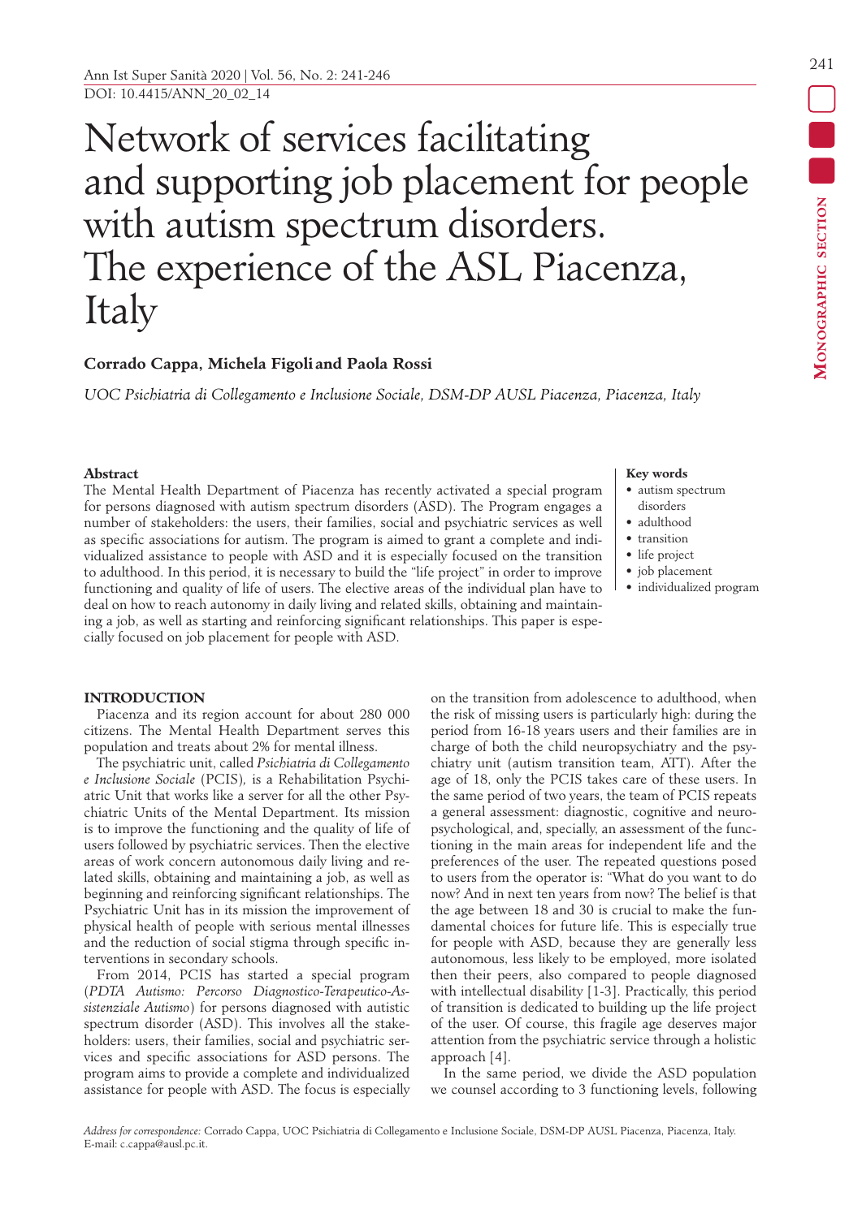# Network of services facilitating and supporting job placement for people with autism spectrum disorders. The experience of the ASL Piacenza, Italy

**Corrado Cappa, Michela Figoli and Paola Rossi**

*UOC Psichiatria di Collegamento e Inclusione Sociale, DSM-DP AUSL Piacenza, Piacenza, Italy*

**Abstract**

The Mental Health Department of Piacenza has recently activated a special program for persons diagnosed with autism spectrum disorders (ASD). The Program engages a number of stakeholders: the users, their families, social and psychiatric services as well as specific associations for autism. The program is aimed to grant a complete and individualized assistance to people with ASD and it is especially focused on the transition to adulthood. In this period, it is necessary to build the "life project" in order to improve functioning and quality of life of users. The elective areas of the individual plan have to deal on how to reach autonomy in daily living and related skills, obtaining and maintaining a job, as well as starting and reinforcing significant relationships. This paper is especially focused on job placement for people with ASD.

**Key words**

- autism spectrum disorders
- adulthood
- transition
- life project
- job placement
- individualized program

## INTRODUCTION

Piacenza and its region account for about 280 000 citizens. The Mental Health Department serves this population and treats about 2% for mental illness.

The psychiatric unit, called *Psichiatria di Collegamento e Inclusione Sociale* (PCIS), is a Rehabilitation Psychiatric Unit that works like a server for all the other Psychiatric Units of the Mental Department. Its mission is to improve the functioning and the quality of life of users followed by psychiatric services. Then the elective areas of work concern autonomous daily living and related skills, obtaining and maintaining a job, as well as beginning and reinforcing significant relationships. The Psychiatric Unit has in its mission the improvement of physical health of people with serious mental illnesses and the reduction of social stigma through specific interventions in secondary schools.

From 2014, PCIS has started a special program (*PDTA Autismo: Percorso Diagnostico-Terapeutico-Assistenziale Autismo*) for persons diagnosed with autistic spectrum disorder (ASD). This involves all the stakeholders: users, their families, social and psychiatric services and specific associations for ASD persons. The program aims to provide a complete and individualized assistance for people with ASD. The focus is especially on the transition from adolescence to adulthood, when the risk of missing users is particularly high: during the period from 16-18 years users and their families are in charge of both the child neuropsychiatry and the psychiatry unit (autism transition team, ATT). After the age of 18, only the PCIS takes care of these users. In the same period of two years, the team of PCIS repeats a general assessment: diagnostic, cognitive and neuropsychological, and, specially, an assessment of the functioning in the main areas for independent life and the preferences of the user. The repeated questions posed to users from the operator is: "What do you want to do now? And in next ten years from now? The belief is that the age between 18 and 30 is crucial to make the fundamental choices for future life. This is especially true for people with ASD, because they are generally less autonomous, less likely to be employed, more isolated then their peers, also compared to people diagnosed with intellectual disability [1-3]. Practically, this period of transition is dedicated to building up the life project of the user. Of course, this fragile age deserves major attention from the psychiatric service through a holistic approach [4].

In the same period, we divide the ASD population we counsel according to 3 functioning levels, following

*Address for correspondence:* Corrado Cappa, UOC Psichiatria di Collegamento e Inclusione Sociale, DSM-DP AUSL Piacenza, Piacenza, Italy. E-mail: c.cappa@ausl.pc.it.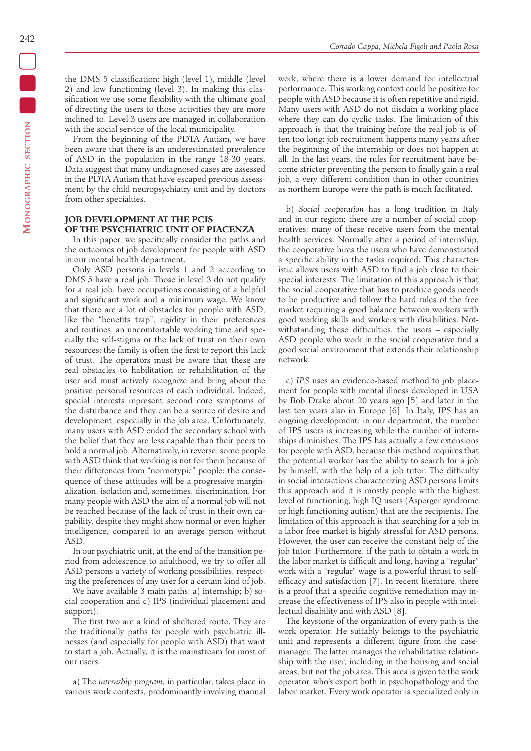the DMS 5 classification: high (level 1), middle (level 2) and low functioning (level 3). In making this classification we use some flexibility with the ultimate goal of directing the users to those activities they are more inclined to. Level 3 users are managed in collaboration with the social service of the local municipality.

From the beginning of the PDTA Autism, we have been aware that there is an underestimated prevalence of ASD in the population in the range 18-30 years. Data suggest that many undiagnosed cases are assessed in the PDTA Autism that have escaped previous assessment by the child neuropsychiatry unit and by doctors from other specialties.

## JOB DEVELOPMENT AT THE PCIS OF THE PSYCHIATRIC UNIT OF PIACENZA

In this paper, we specifically consider the paths and the outcomes of job development for people with ASD in our mental health department.

Only ASD persons in levels 1 and 2 according to DMS 5 have a real job. Those in level 3 do not qualify for a real job, have occupations consisting of a helpful and significant work and a minimum wage. We know that there are a lot of obstacles for people with ASD, like the "benefits trap", rigidity in their preferences and routines, an uncomfortable working time and specially the self-stigma or the lack of trust on their own resources: the family is often the first to report this lack of trust. The operators must be aware that these are real obstacles to habilitation or rehabilitation of the user and must actively recognize and bring about the positive personal resources of each individual. Indeed, special interests represent second core symptoms of the disturbance and they can be a source of desire and development, especially in the job area. Unfortunately, many users with ASD ended the secondary school with the belief that they are less capable than their peers to hold a normal job. Alternatively, in reverse, some people with ASD think that working is not for them because of their differences from "normotypic" people: the consequence of these attitudes will be a progressive marginalization, isolation and, sometimes, discrimination. For many people with ASD the aim of a normal job will not be reached because of the lack of trust in their own capability, despite they might show normal or even higher intelligence, compared to an average person without ASD.

In our psychiatric unit, at the end of the transition period from adolescence to adulthood, we try to offer all ASD persons a variety of working possibilities, respecting the preferences of any user for a certain kind of job.

We have available 3 main paths: a) internship; b) social cooperation and c) IPS (individual placement and support).

The first two are a kind of sheltered route. They are the traditionally paths for people with psychiatric illnesses (and especially for people with ASD) that want to start a job. Actually, it is the mainstream for most of our users.

a) The *internship program*, in particular, takes place in various work contexts, predominantly involving manual work, where there is a lower demand for intellectual performance. This working context could be positive for people with ASD because it is often repetitive and rigid. Many users with ASD do not disdain a working place where they can do cyclic tasks. The limitation of this approach is that the training before the real job is often too long: job recruitment happens many years after the beginning of the internship or does not happen at all. In the last years, the rules for recruitment have become stricter preventing the person to finally gain a real job, a very different condition than in other countries as northern Europe were the path is much facilitated.

b) *Social cooperation* has a long tradition in Italy and in our region; there are a number of social cooperatives: many of these receive users from the mental health services. Normally after a period of internship, the cooperative hires the users who have demonstrated a specific ability in the tasks required. This characteristic allows users with ASD to find a job close to their special interests. The limitation of this approach is that the social cooperative that has to produce goods needs to be productive and follow the hard rules of the free market requiring a good balance between workers with good working skills and workers with disabilities. Notwithstanding these difficulties, the users – especially ASD people who work in the social cooperative find a good social environment that extends their relationship network.

c) *IPS* uses an evidence-based method to job placement for people with mental illness developed in USA by Bob Drake about 20 years ago [5] and later in the last ten years also in Europe [6]. In Italy, IPS has an ongoing development: in our department, the number of IPS users is increasing while the number of internships diminishes. The IPS has actually a few extensions for people with ASD, because this method requires that the potential worker has the ability to search for a job by himself, with the help of a job tutor. The difficulty in social interactions characterizing ASD persons limits this approach and it is mostly people with the highest level of functioning, high IQ users (Asperger syndrome or high functioning autism) that are the recipients. The limitation of this approach is that searching for a job in a labor free market is highly stressful for ASD persons. However, the user can receive the constant help of the job tutor. Furthermore, if the path to obtain a work in the labor market is difficult and long, having a "regular" work with a "regular" wage is a powerful thrust to self-efficacy and satisfaction [7]. In recent literature, there is a proof that a specific cognitive remediation may increase the effectiveness of IPS also in people with intellectual disability and with ASD [8].

The keystone of the organization of every path is the work operator. He suitably belongs to the psychiatric unit and represents a different figure from the case-manager. The latter manages the rehabilitative relationship with the user, including in the housing and social areas, but not the job area. This area is given to the work operator, who's expert both in psychopathology and the labor market. Every work operator is specialized only in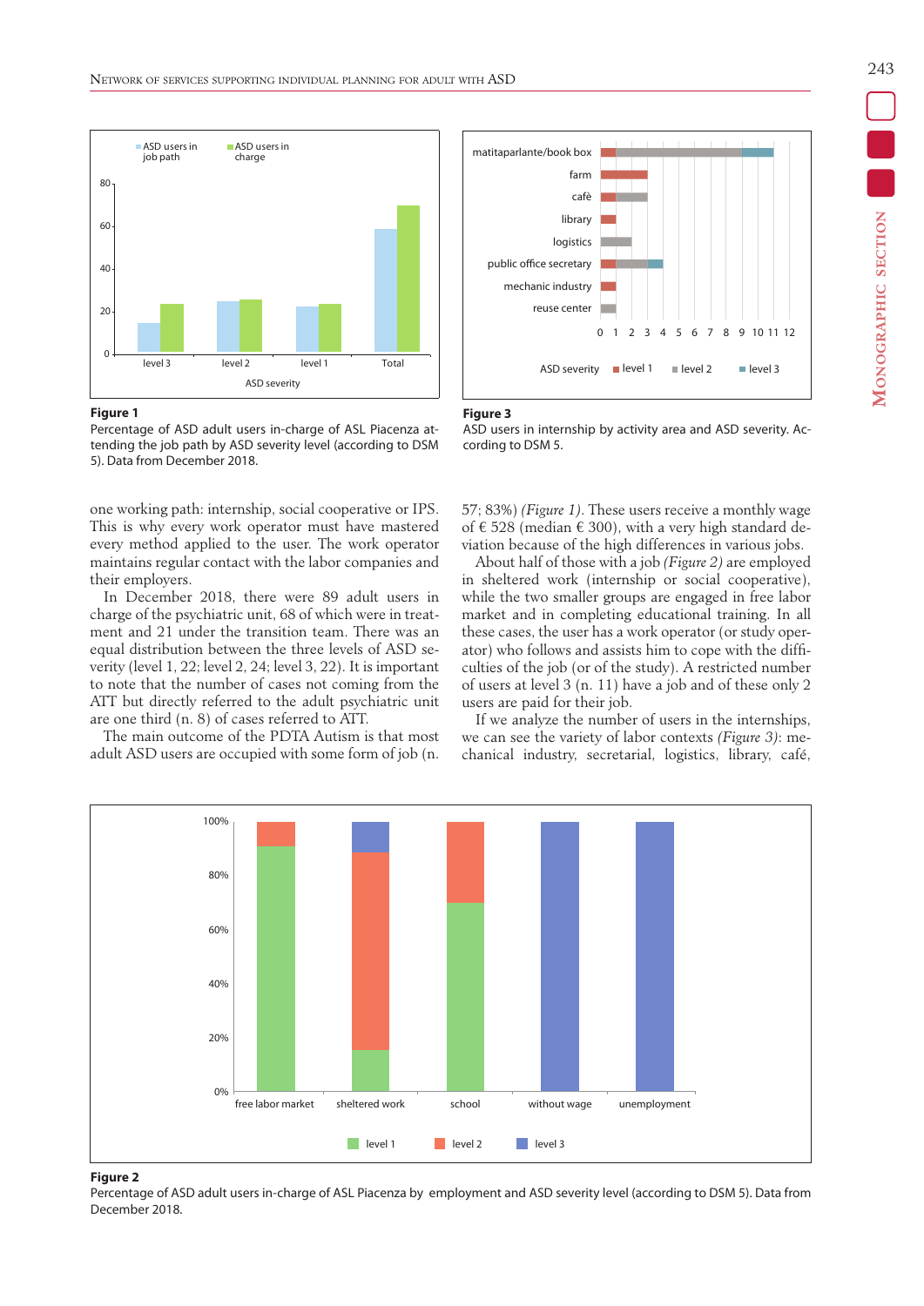**Figure 1**
Percentage of ASD adult users in-charge of ASL Piacenza attending the job path by ASD severity level (according to DSM 5). Data from December 2018.

**Figure 3**
ASD users in internship by activity area and ASD severity. According to DSM 5.

one working path: internship, social cooperative or IPS. This is why every work operator must have mastered every method applied to the user. The work operator maintains regular contact with the labor companies and their employers.

In December 2018, there were 89 adult users in charge of the psychiatric unit, 68 of which were in treatment and 21 under the transition team. There was an equal distribution between the three levels of ASD severity (level 1, 22; level 2, 24; level 3, 22). It is important to note that the number of cases not coming from the ATT but directly referred to the adult psychiatric unit are one third (n. 8) of cases referred to ATT.

The main outcome of the PDTA Autism is that most adult ASD users are occupied with some form of job (n. 57; 83%) *(Figure 1)*. These users receive a monthly wage of € 528 (median € 300), with a very high standard deviation because of the high differences in various jobs.

About half of those with a job *(Figure 2)* are employed in sheltered work (internship or social cooperative), while the two smaller groups are engaged in free labor market and in completing educational training. In all these cases, the user has a work operator (or study operator) who follows and assists him to cope with the difficulties of the job (or of the study). A restricted number of users at level 3 (n. 11) have a job and of these only 2 users are paid for their job.

If we analyze the number of users in the internships, we can see the variety of labor contexts *(Figure 3)*: mechanical industry, secretarial, logistics, library, café,

**Figure 2**
Percentage of ASD adult users in-charge of ASL Piacenza by employment and ASD severity level (according to DSM 5). Data from December 2018.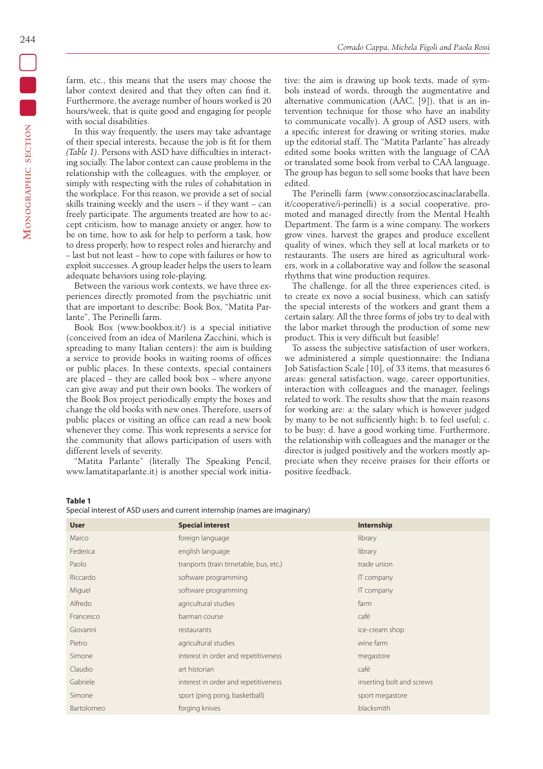farm, etc., this means that the users may choose the labor context desired and that they often can find it. Furthermore, the average number of hours worked is 20 hours/week, that is quite good and engaging for people with social disabilities.

In this way frequently, the users may take advantage of their special interests, because the job is fit for them *(Table 1)*. Persons with ASD have difficulties in interacting socially. The labor context can cause problems in the relationship with the colleagues, with the employer, or simply with respecting with the rules of cohabitation in the workplace. For this reason, we provide a set of social skills training weekly and the users – if they want – can freely participate. The arguments treated are how to accept criticism, how to manage anxiety or anger, how to be on time, how to ask for help to perform a task, how to dress properly, how to respect roles and hierarchy and – last but not least – how to cope with failures or how to exploit successes. A group leader helps the users to learn adequate behaviors using role-playing.

Between the various work contexts, we have three experiences directly promoted from the psychiatric unit that are important to describe: Book Box, "Matita Parlante", The Perinelli farm.

Book Box (www.bookbox.it/) is a special initiative (conceived from an idea of Marilena Zacchini, which is spreading to many Italian centers): the aim is building a service to provide books in waiting rooms of offices or public places. In these contexts, special containers are placed – they are called book box – where anyone can give away and put their own books. The workers of the Book Box project periodically empty the boxes and change the old books with new ones. Therefore, users of public places or visiting an office can read a new book whenever they come. This work represents a service for the community that allows participation of users with different levels of severity.

"Matita Parlante" (literally The Speaking Pencil, www.lamatitaparlante.it) is another special work initiative: the aim is drawing up book texts, made of symbols instead of words, through the augmentative and alternative communication (AAC, [9]), that is an intervention technique for those who have an inability to communicate vocally). A group of ASD users, with a specific interest for drawing or writing stories, make up the editorial staff. The "Matita Parlante" has already edited some books written with the language of CAA or translated some book from verbal to CAA language. The group has begun to sell some books that have been edited.

The Perinelli farm (www.consorziocascinaclarabella.it/cooperative/i-perinelli) is a social cooperative, promoted and managed directly from the Mental Health Department. The farm is a wine company. The workers grow vines, harvest the grapes and produce excellent quality of wines, which they sell at local markets or to restaurants. The users are hired as agricultural workers, work in a collaborative way and follow the seasonal rhythms that wine production requires.

The challenge, for all the three experiences cited, is to create ex novo a social business, which can satisfy the special interests of the workers and grant them a certain salary. All the three forms of jobs try to deal with the labor market through the production of some new product. This is very difficult but feasible!

To assess the subjective satisfaction of user workers, we administered a simple questionnaire: the Indiana Job Satisfaction Scale [10], of 33 items, that measures 6 areas: general satisfaction, wage, career opportunities, interaction with colleagues and the manager, feelings related to work. The results show that the main reasons for working are: a: the salary which is however judged by many to be not sufficiently high; b. to feel useful; c. to be busy; d. have a good working time. Furthermore, the relationship with colleagues and the manager or the director is judged positively and the workers mostly appreciate when they receive praises for their efforts or positive feedback.

**Table 1**
Special interest of ASD users and current internship (names are imaginary)

| User | Special interest | Internship |
|---|---|---|
| Marco | foreign language | library |
| Federica | english language | library |
| Paolo | tranports (train timetable, bus, etc.) | trade union |
| Riccardo | software programming | IT company |
| Miguel | software programming | IT company |
| Alfredo | agricultural studies | farm |
| Francesco | barman course | café |
| Giovanni | restaurants | ice-cream shop |
| Pietro | agricultural studies | wine farm |
| Simone | interest in order and repetitiveness | megastore |
| Claudio | art historian | café |
| Gabriele | interest in order and repetitiveness | inserting bolt and screws |
| Simone | sport (ping pong, basketball) | sport megastore |
| Bartolomeo | forging knives | blacksmith |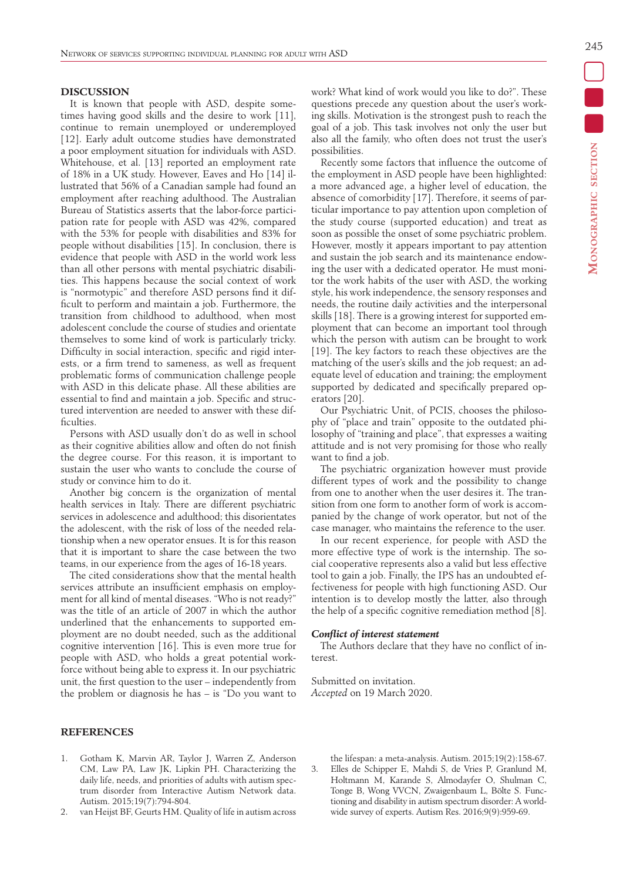## DISCUSSION

It is known that people with ASD, despite sometimes having good skills and the desire to work [11], continue to remain unemployed or underemployed [12]. Early adult outcome studies have demonstrated a poor employment situation for individuals with ASD. Whitehouse, et al. [13] reported an employment rate of 18% in a UK study. However, Eaves and Ho [14] illustrated that 56% of a Canadian sample had found an employment after reaching adulthood. The Australian Bureau of Statistics asserts that the labor-force participation rate for people with ASD was 42%, compared with the 53% for people with disabilities and 83% for people without disabilities [15]. In conclusion, there is evidence that people with ASD in the world work less than all other persons with mental psychiatric disabilities. This happens because the social context of work is "normotypic" and therefore ASD persons find it difficult to perform and maintain a job. Furthermore, the transition from childhood to adulthood, when most adolescent conclude the course of studies and orientate themselves to some kind of work is particularly tricky. Difficulty in social interaction, specific and rigid interests, or a firm trend to sameness, as well as frequent problematic forms of communication challenge people with ASD in this delicate phase. All these abilities are essential to find and maintain a job. Specific and structured intervention are needed to answer with these difficulties.

Persons with ASD usually don't do as well in school as their cognitive abilities allow and often do not finish the degree course. For this reason, it is important to sustain the user who wants to conclude the course of study or convince him to do it.

Another big concern is the organization of mental health services in Italy. There are different psychiatric services in adolescence and adulthood; this disorientates the adolescent, with the risk of loss of the needed relationship when a new operator ensues. It is for this reason that it is important to share the case between the two teams, in our experience from the ages of 16-18 years.

The cited considerations show that the mental health services attribute an insufficient emphasis on employment for all kind of mental diseases. "Who is not ready?" was the title of an article of 2007 in which the author underlined that the enhancements to supported employment are no doubt needed, such as the additional cognitive intervention [16]. This is even more true for people with ASD, who holds a great potential workforce without being able to express it. In our psychiatric unit, the first question to the user – independently from the problem or diagnosis he has – is "Do you want to work? What kind of work would you like to do?". These questions precede any question about the user's working skills. Motivation is the strongest push to reach the goal of a job. This task involves not only the user but also all the family, who often does not trust the user's possibilities.

Recently some factors that influence the outcome of the employment in ASD people have been highlighted: a more advanced age, a higher level of education, the absence of comorbidity [17]. Therefore, it seems of particular importance to pay attention upon completion of the study course (supported education) and treat as soon as possible the onset of some psychiatric problem. However, mostly it appears important to pay attention and sustain the job search and its maintenance endowing the user with a dedicated operator. He must monitor the work habits of the user with ASD, the working style, his work independence, the sensory responses and needs, the routine daily activities and the interpersonal skills [18]. There is a growing interest for supported employment that can become an important tool through which the person with autism can be brought to work [19]. The key factors to reach these objectives are the matching of the user's skills and the job request; an adequate level of education and training; the employment supported by dedicated and specifically prepared operators [20].

Our Psychiatric Unit, of PCIS, chooses the philosophy of "place and train" opposite to the outdated philosophy of "training and place", that expresses a waiting attitude and is not very promising for those who really want to find a job.

The psychiatric organization however must provide different types of work and the possibility to change from one to another when the user desires it. The transition from one form to another form of work is accompanied by the change of work operator, but not of the case manager, who maintains the reference to the user.

In our recent experience, for people with ASD the more effective type of work is the internship. The social cooperative represents also a valid but less effective tool to gain a job. Finally, the IPS has an undoubted effectiveness for people with high functioning ASD. Our intention is to develop mostly the latter, also through the help of a specific cognitive remediation method [8].

***Conflict of interest statement***

The Authors declare that they have no conflict of interest.

Submitted on invitation.
*Accepted* on 19 March 2020.

## REFERENCES

1. Gotham K, Marvin AR, Taylor J, Warren Z, Anderson CM, Law PA, Law JK, Lipkin PH. Characterizing the daily life, needs, and priorities of adults with autism spectrum disorder from Interactive Autism Network data. Autism. 2015;19(7):794-804.
2. van Heijst BF, Geurts HM. Quality of life in autism across the lifespan: a meta-analysis. Autism. 2015;19(2):158-67.
3. Elles de Schipper E, Mahdi S, de Vries P, Granlund M, Holtmann M, Karande S, Almodayfer O, Shulman C, Tonge B, Wong VVCN, Zwaigenbaum L, Bölte S. Functioning and disability in autism spectrum disorder: A worldwide survey of experts. Autism Res. 2016;9(9):959-69.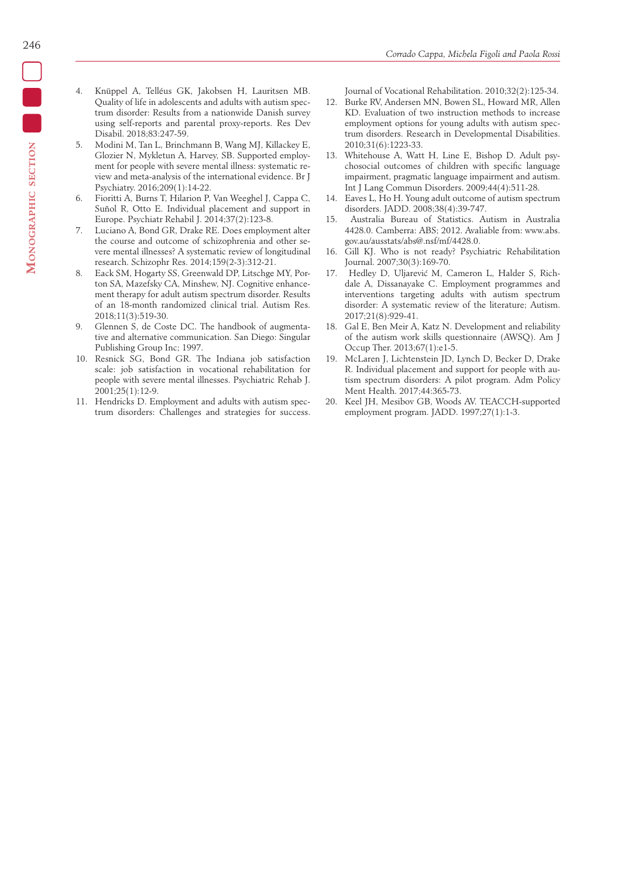4. Knüppel A, Telléus GK, Jakobsen H, Lauritsen MB. Quality of life in adolescents and adults with autism spectrum disorder: Results from a nationwide Danish survey using self-reports and parental proxy-reports. Res Dev Disabil. 2018;83:247-59.
5. Modini M, Tan L, Brinchmann B, Wang MJ, Killackey E, Glozier N, Mykletun A, Harvey, SB. Supported employment for people with severe mental illness: systematic review and meta-analysis of the international evidence. Br J Psychiatry. 2016;209(1):14-22.
6. Fioritti A, Burns T, Hilarion P, Van Weeghel J, Cappa C, Suñol R, Otto E. Individual placement and support in Europe. Psychiatr Rehabil J. 2014;37(2):123-8.
7. Luciano A, Bond GR, Drake RE. Does employment alter the course and outcome of schizophrenia and other severe mental illnesses? A systematic review of longitudinal research. Schizophr Res. 2014;159(2-3):312-21.
8. Eack SM, Hogarty SS, Greenwald DP, Litschge MY, Porton SA, Mazefsky CA, Minshew, NJ. Cognitive enhancement therapy for adult autism spectrum disorder. Results of an 18-month randomized clinical trial. Autism Res. 2018;11(3):519-30.
9. Glennen S, de Coste DC. The handbook of augmentative and alternative communication. San Diego: Singular Publishing Group Inc; 1997.
10. Resnick SG, Bond GR. The Indiana job satisfaction scale: job satisfaction in vocational rehabilitation for people with severe mental illnesses. Psychiatric Rehab J. 2001;25(1):12-9.
11. Hendricks D. Employment and adults with autism spectrum disorders: Challenges and strategies for success. Journal of Vocational Rehabilitation. 2010;32(2):125-34.
12. Burke RV, Andersen MN, Bowen SL, Howard MR, Allen KD. Evaluation of two instruction methods to increase employment options for young adults with autism spectrum disorders. Research in Developmental Disabilities. 2010;31(6):1223-33.
13. Whitehouse A, Watt H, Line E, Bishop D. Adult psychosocial outcomes of children with specific language impairment, pragmatic language impairment and autism. Int J Lang Commun Disorders. 2009;44(4):511-28.
14. Eaves L, Ho H. Young adult outcome of autism spectrum disorders. JADD. 2008;38(4):39-747.
15. Australia Bureau of Statistics. Autism in Australia 4428.0. Camberra: ABS; 2012. Avaliable from: www.abs.gov.au/ausstats/abs@.nsf/mf/4428.0.
16. Gill KJ. Who is not ready? Psychiatric Rehabilitation Journal. 2007;30(3):169-70.
17. Hedley D, Uljarević M, Cameron L, Halder S, Richdale A, Dissanayake C. Employment programmes and interventions targeting adults with autism spectrum disorder: A systematic review of the literature; Autism. 2017;21(8):929-41.
18. Gal E, Ben Meir A, Katz N. Development and reliability of the autism work skills questionnaire (AWSQ). Am J Occup Ther. 2013;67(1):e1-5.
19. McLaren J, Lichtenstein JD, Lynch D, Becker D, Drake R. Individual placement and support for people with autism spectrum disorders: A pilot program. Adm Policy Ment Health. 2017;44:365-73.
20. Keel JH, Mesibov GB, Woods AV. TEACCH-supported employment program. JADD. 1997;27(1):1-3.